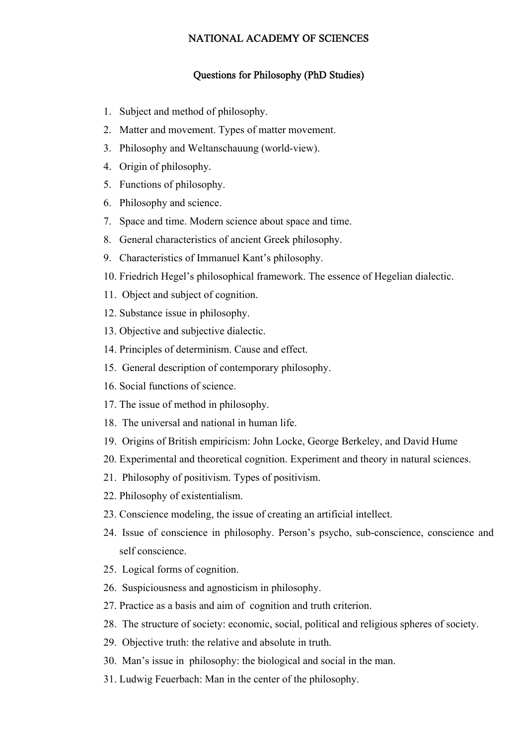# NATIONAL ACADEMY OF SCIENCES

## Questions for Philosophy (PhD Studies)

1. Subject and method of philosophy.
2. Matter and movement. Types of matter movement.
3. Philosophy and Weltanschauung (world-view).
4. Origin of philosophy.
5. Functions of philosophy.
6. Philosophy and science.
7. Space and time. Modern science about space and time.
8. General characteristics of ancient Greek philosophy.
9. Characteristics of Immanuel Kant's philosophy.
10. Friedrich Hegel's philosophical framework. The essence of Hegelian dialectic.
11. Object and subject of cognition.
12. Substance issue in philosophy.
13. Objective and subjective dialectic.
14. Principles of determinism. Cause and effect.
15. General description of contemporary philosophy.
16. Social functions of science.
17. The issue of method in philosophy.
18. The universal and national in human life.
19. Origins of British empiricism: John Locke, George Berkeley, and David Hume
20. Experimental and theoretical cognition. Experiment and theory in natural sciences.
21. Philosophy of positivism. Types of positivism.
22. Philosophy of existentialism.
23. Conscience modeling, the issue of creating an artificial intellect.
24. Issue of conscience in philosophy. Person's psycho, sub-conscience, conscience and self conscience.
25. Logical forms of cognition.
26. Suspiciousness and agnosticism in philosophy.
27. Practice as a basis and aim of cognition and truth criterion.
28. The structure of society: economic, social, political and religious spheres of society.
29. Objective truth: the relative and absolute in truth.
30. Man's issue in philosophy: the biological and social in the man.
31. Ludwig Feuerbach: Man in the center of the philosophy.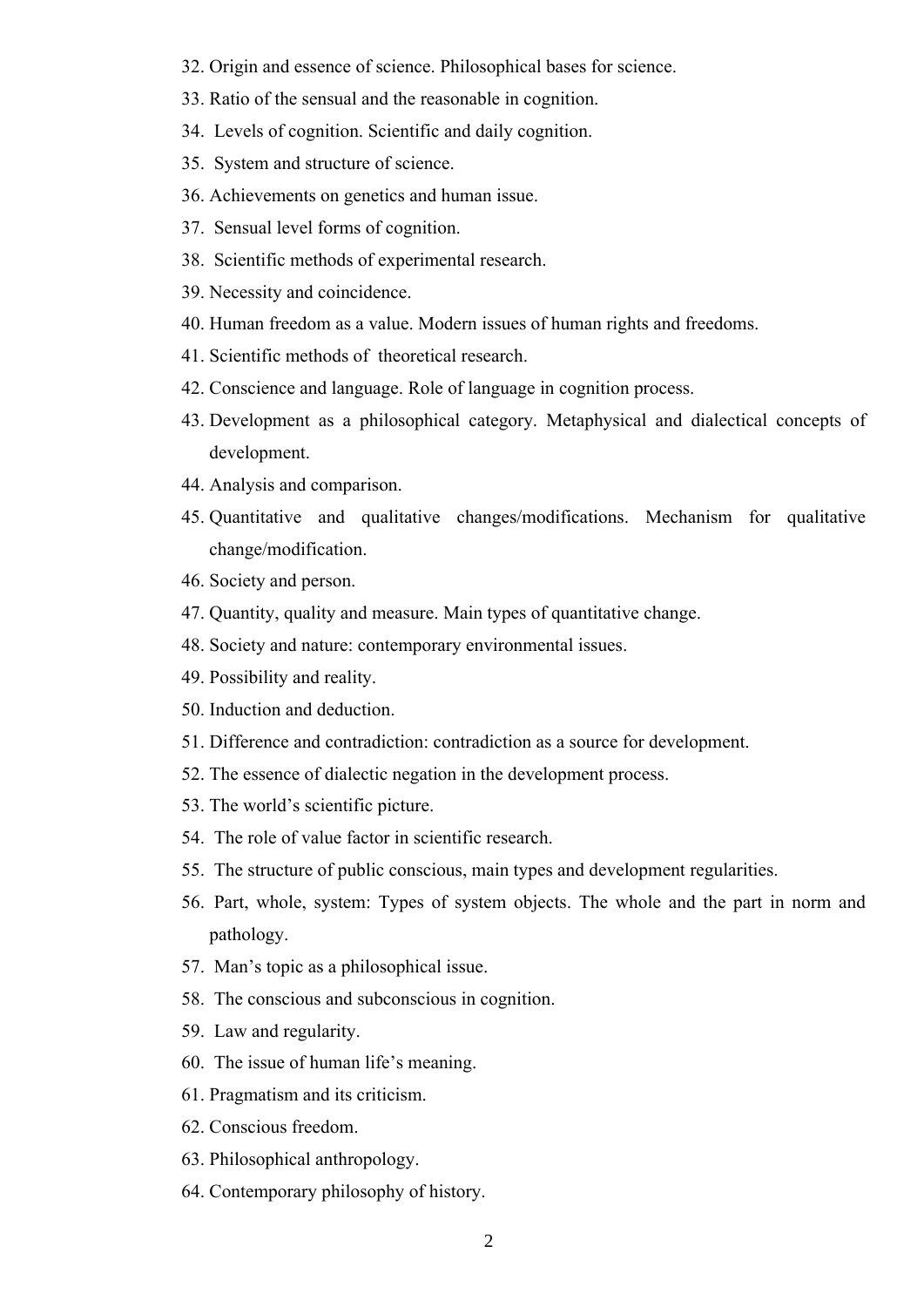32. Origin and essence of science. Philosophical bases for science.
33. Ratio of the sensual and the reasonable in cognition.
34. Levels of cognition. Scientific and daily cognition.
35. System and structure of science.
36. Achievements on genetics and human issue.
37. Sensual level forms of cognition.
38. Scientific methods of experimental research.
39. Necessity and coincidence.
40. Human freedom as a value. Modern issues of human rights and freedoms.
41. Scientific methods of theoretical research.
42. Conscience and language. Role of language in cognition process.
43. Development as a philosophical category. Metaphysical and dialectical concepts of development.
44. Analysis and comparison.
45. Quantitative and qualitative changes/modifications. Mechanism for qualitative change/modification.
46. Society and person.
47. Quantity, quality and measure. Main types of quantitative change.
48. Society and nature: contemporary environmental issues.
49. Possibility and reality.
50. Induction and deduction.
51. Difference and contradiction: contradiction as a source for development.
52. The essence of dialectic negation in the development process.
53. The world's scientific picture.
54. The role of value factor in scientific research.
55. The structure of public conscious, main types and development regularities.
56. Part, whole, system: Types of system objects. The whole and the part in norm and pathology.
57. Man's topic as a philosophical issue.
58. The conscious and subconscious in cognition.
59. Law and regularity.
60. The issue of human life's meaning.
61. Pragmatism and its criticism.
62. Conscious freedom.
63. Philosophical anthropology.
64. Contemporary philosophy of history.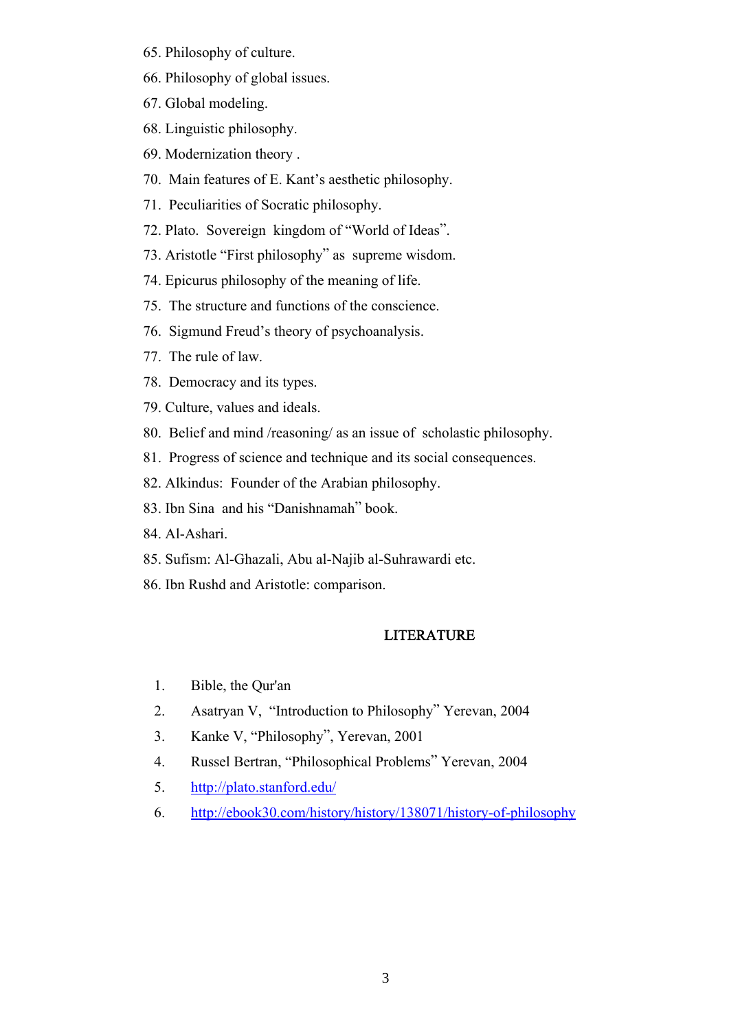65. Philosophy of culture.
66. Philosophy of global issues.
67. Global modeling.
68. Linguistic philosophy.
69. Modernization theory .
70. Main features of E. Kant's aesthetic philosophy.
71. Peculiarities of Socratic philosophy.
72. Plato. Sovereign kingdom of "World of Ideas".
73. Aristotle "First philosophy" as supreme wisdom.
74. Epicurus philosophy of the meaning of life.
75. The structure and functions of the conscience.
76. Sigmund Freud's theory of psychoanalysis.
77. The rule of law.
78. Democracy and its types.
79. Culture, values and ideals.
80. Belief and mind /reasoning/ as an issue of scholastic philosophy.
81. Progress of science and technique and its social consequences.
82. Alkindus: Founder of the Arabian philosophy.
83. Ibn Sina and his "Danishnamah" book.
84. Al-Ashari.
85. Sufism: Al-Ghazali, Abu al-Najib al-Suhrawardi etc.
86. Ibn Rushd and Aristotle: comparison.

## LITERATURE

1. Bible, the Qur'an
2. Asatryan V, "Introduction to Philosophy" Yerevan, 2004
3. Kanke V, "Philosophy", Yerevan, 2001
4. Russel Bertran, "Philosophical Problems" Yerevan, 2004
5. http://plato.stanford.edu/
6. http://ebook30.com/history/history/138071/history-of-philosophy